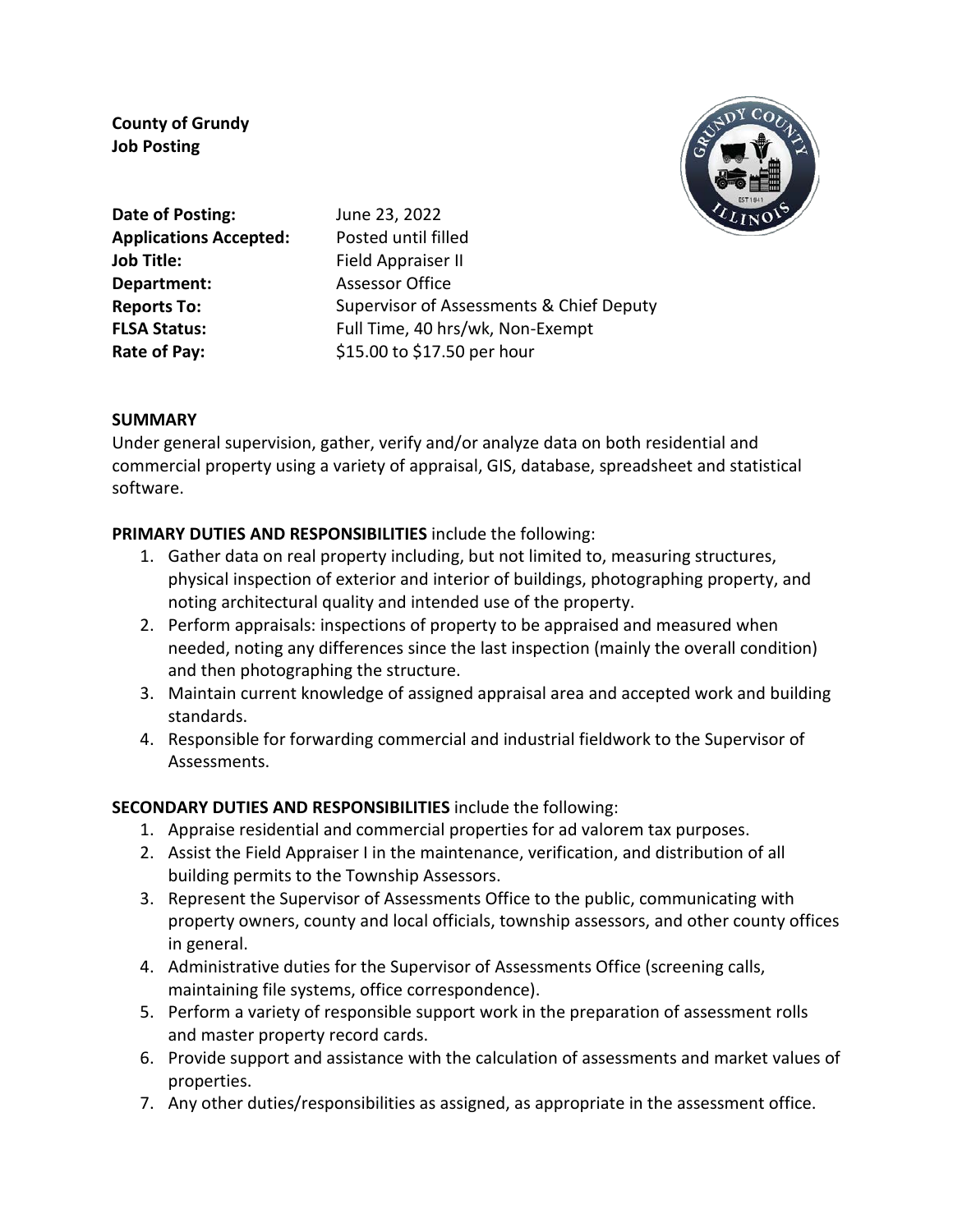**County of Grundy**
**Job Posting**

| | |
|---|---|
| **Date of Posting:** | June 23, 2022 |
| **Applications Accepted:** | Posted until filled |
| **Job Title:** | Field Appraiser II |
| **Department:** | Assessor Office |
| **Reports To:** | Supervisor of Assessments & Chief Deputy |
| **FLSA Status:** | Full Time, 40 hrs/wk, Non-Exempt |
| **Rate of Pay:** | \$15.00 to \$17.50 per hour |

**SUMMARY**

Under general supervision, gather, verify and/or analyze data on both residential and commercial property using a variety of appraisal, GIS, database, spreadsheet and statistical software.

**PRIMARY DUTIES AND RESPONSIBILITIES** include the following:

1. Gather data on real property including, but not limited to, measuring structures, physical inspection of exterior and interior of buildings, photographing property, and noting architectural quality and intended use of the property.
2. Perform appraisals: inspections of property to be appraised and measured when needed, noting any differences since the last inspection (mainly the overall condition) and then photographing the structure.
3. Maintain current knowledge of assigned appraisal area and accepted work and building standards.
4. Responsible for forwarding commercial and industrial fieldwork to the Supervisor of Assessments.

**SECONDARY DUTIES AND RESPONSIBILITIES** include the following:

1. Appraise residential and commercial properties for ad valorem tax purposes.
2. Assist the Field Appraiser I in the maintenance, verification, and distribution of all building permits to the Township Assessors.
3. Represent the Supervisor of Assessments Office to the public, communicating with property owners, county and local officials, township assessors, and other county offices in general.
4. Administrative duties for the Supervisor of Assessments Office (screening calls, maintaining file systems, office correspondence).
5. Perform a variety of responsible support work in the preparation of assessment rolls and master property record cards.
6. Provide support and assistance with the calculation of assessments and market values of properties.
7. Any other duties/responsibilities as assigned, as appropriate in the assessment office.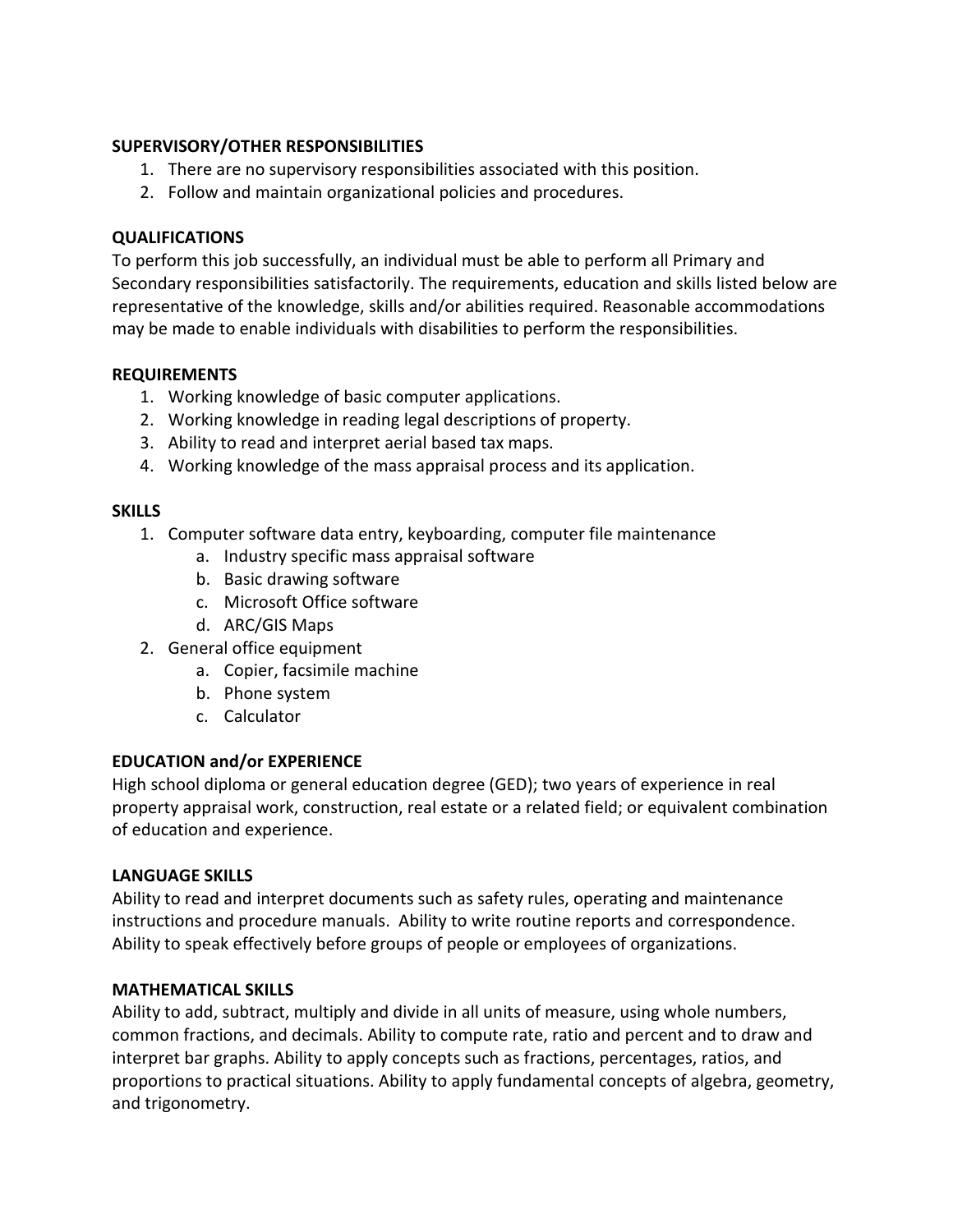**SUPERVISORY/OTHER RESPONSIBILITIES**

1. There are no supervisory responsibilities associated with this position.
2. Follow and maintain organizational policies and procedures.

**QUALIFICATIONS**

To perform this job successfully, an individual must be able to perform all Primary and Secondary responsibilities satisfactorily. The requirements, education and skills listed below are representative of the knowledge, skills and/or abilities required. Reasonable accommodations may be made to enable individuals with disabilities to perform the responsibilities.

**REQUIREMENTS**

1. Working knowledge of basic computer applications.
2. Working knowledge in reading legal descriptions of property.
3. Ability to read and interpret aerial based tax maps.
4. Working knowledge of the mass appraisal process and its application.

**SKILLS**

1. Computer software data entry, keyboarding, computer file maintenance
   a. Industry specific mass appraisal software
   b. Basic drawing software
   c. Microsoft Office software
   d. ARC/GIS Maps
2. General office equipment
   a. Copier, facsimile machine
   b. Phone system
   c. Calculator

**EDUCATION and/or EXPERIENCE**

High school diploma or general education degree (GED); two years of experience in real property appraisal work, construction, real estate or a related field; or equivalent combination of education and experience.

**LANGUAGE SKILLS**

Ability to read and interpret documents such as safety rules, operating and maintenance instructions and procedure manuals. Ability to write routine reports and correspondence. Ability to speak effectively before groups of people or employees of organizations.

**MATHEMATICAL SKILLS**

Ability to add, subtract, multiply and divide in all units of measure, using whole numbers, common fractions, and decimals. Ability to compute rate, ratio and percent and to draw and interpret bar graphs. Ability to apply concepts such as fractions, percentages, ratios, and proportions to practical situations. Ability to apply fundamental concepts of algebra, geometry, and trigonometry.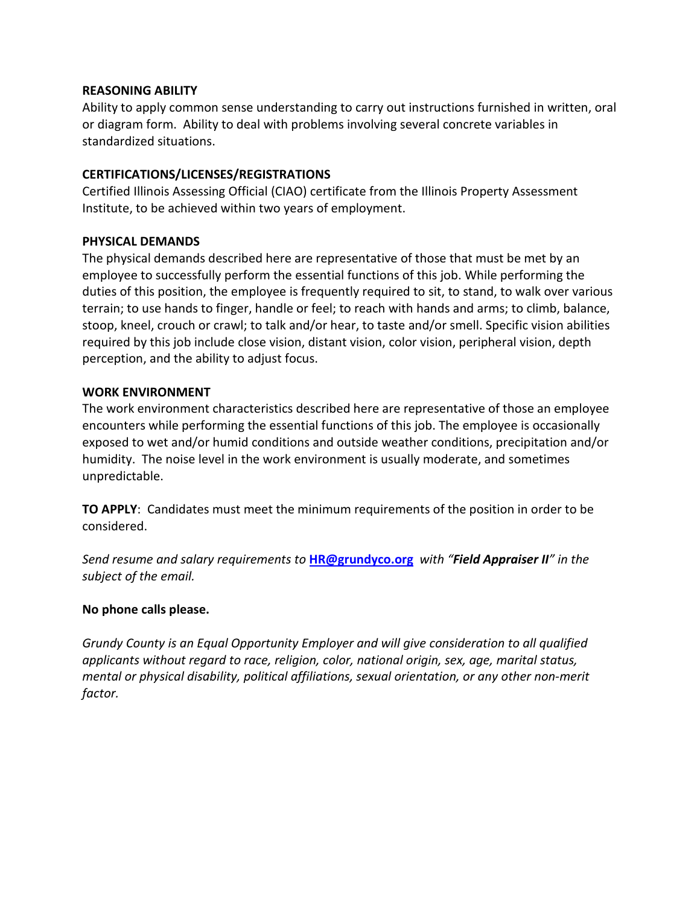**REASONING ABILITY**
Ability to apply common sense understanding to carry out instructions furnished in written, oral or diagram form. Ability to deal with problems involving several concrete variables in standardized situations.

**CERTIFICATIONS/LICENSES/REGISTRATIONS**
Certified Illinois Assessing Official (CIAO) certificate from the Illinois Property Assessment Institute, to be achieved within two years of employment.

**PHYSICAL DEMANDS**
The physical demands described here are representative of those that must be met by an employee to successfully perform the essential functions of this job. While performing the duties of this position, the employee is frequently required to sit, to stand, to walk over various terrain; to use hands to finger, handle or feel; to reach with hands and arms; to climb, balance, stoop, kneel, crouch or crawl; to talk and/or hear, to taste and/or smell. Specific vision abilities required by this job include close vision, distant vision, color vision, peripheral vision, depth perception, and the ability to adjust focus.

**WORK ENVIRONMENT**
The work environment characteristics described here are representative of those an employee encounters while performing the essential functions of this job. The employee is occasionally exposed to wet and/or humid conditions and outside weather conditions, precipitation and/or humidity. The noise level in the work environment is usually moderate, and sometimes unpredictable.

**TO APPLY**: Candidates must meet the minimum requirements of the position in order to be considered.

*Send resume and salary requirements to* **HR@grundyco.org** *with "**Field Appraiser II**" in the subject of the email.*

**No phone calls please.**

*Grundy County is an Equal Opportunity Employer and will give consideration to all qualified applicants without regard to race, religion, color, national origin, sex, age, marital status, mental or physical disability, political affiliations, sexual orientation, or any other non-merit factor.*